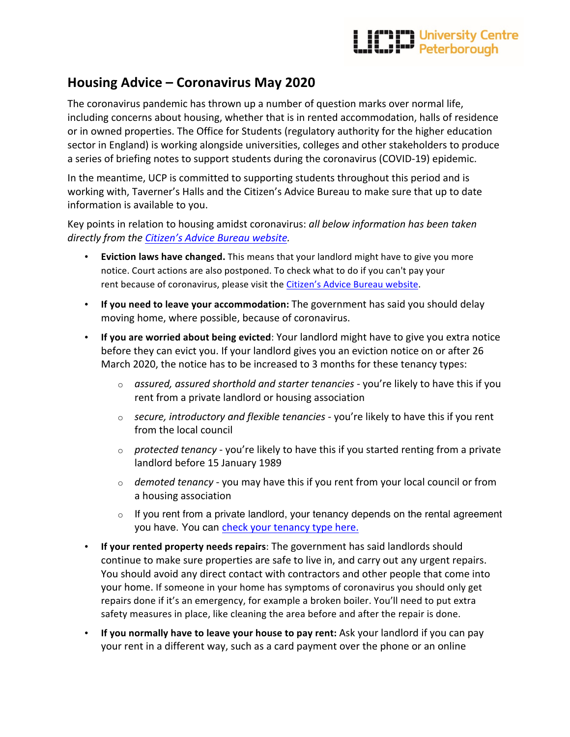# Housing Advice – Coronavirus May 2020

The coronavirus pandemic has thrown up a number of question marks over normal life, including concerns about housing, whether that is in rented accommodation, halls of residence or in owned properties. The Office for Students (regulatory authority for the higher education sector in England) is working alongside universities, colleges and other stakeholders to produce a series of briefing notes to support students during the coronavirus (COVID-19) epidemic.

In the meantime, UCP is committed to supporting students throughout this period and is working with, Taverner's Halls and the Citizen's Advice Bureau to make sure that up to date information is available to you.

Key points in relation to housing amidst coronavirus: *all below information has been taken directly from the Citizen's Advice Bureau website.*

- **Eviction laws have changed.** This means that your landlord might have to give you more notice. Court actions are also postponed. To check what to do if you can't pay your rent because of coronavirus, please visit the Citizen's Advice Bureau website.
- **If you need to leave your accommodation:** The government has said you should delay moving home, where possible, because of coronavirus.
- **If you are worried about being evicted**: Your landlord might have to give you extra notice before they can evict you. If your landlord gives you an eviction notice on or after 26 March 2020, the notice has to be increased to 3 months for these tenancy types:
  - *assured, assured shorthold and starter tenancies* - you're likely to have this if you rent from a private landlord or housing association
  - *secure, introductory and flexible tenancies* - you're likely to have this if you rent from the local council
  - *protected tenancy* - you're likely to have this if you started renting from a private landlord before 15 January 1989
  - *demoted tenancy* - you may have this if you rent from your local council or from a housing association
  - If you rent from a private landlord, your tenancy depends on the rental agreement you have. You can check your tenancy type here.
- **If your rented property needs repairs**: The government has said landlords should continue to make sure properties are safe to live in, and carry out any urgent repairs. You should avoid any direct contact with contractors and other people that come into your home. If someone in your home has symptoms of coronavirus you should only get repairs done if it's an emergency, for example a broken boiler. You'll need to put extra safety measures in place, like cleaning the area before and after the repair is done.
- **If you normally have to leave your house to pay rent:** Ask your landlord if you can pay your rent in a different way, such as a card payment over the phone or an online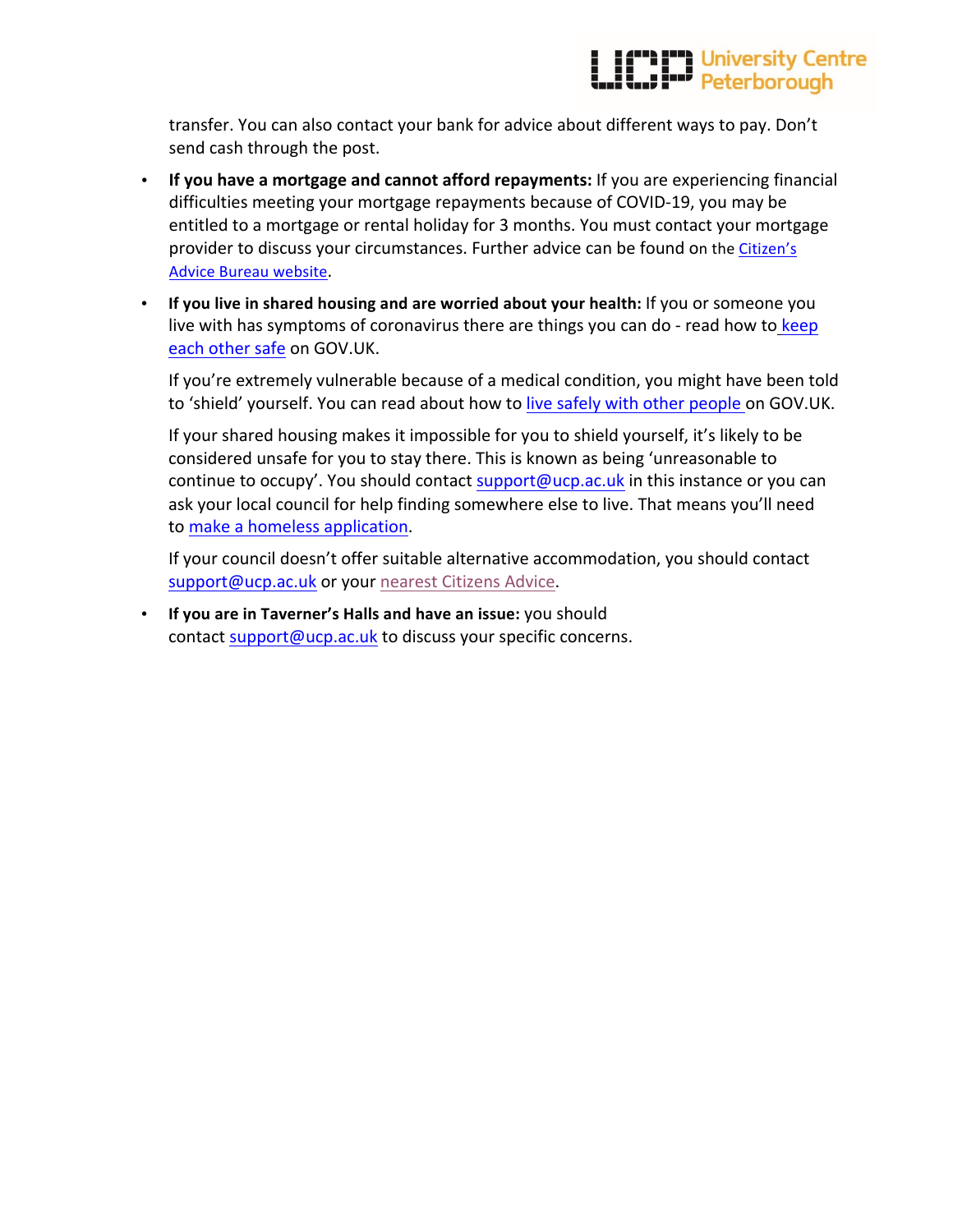transfer. You can also contact your bank for advice about different ways to pay. Don't send cash through the post.

- **If you have a mortgage and cannot afford repayments:** If you are experiencing financial difficulties meeting your mortgage repayments because of COVID-19, you may be entitled to a mortgage or rental holiday for 3 months. You must contact your mortgage provider to discuss your circumstances. Further advice can be found on the Citizen's Advice Bureau website.

- **If you live in shared housing and are worried about your health:** If you or someone you live with has symptoms of coronavirus there are things you can do - read how to keep each other safe on GOV.UK.

  If you're extremely vulnerable because of a medical condition, you might have been told to 'shield' yourself. You can read about how to live safely with other people on GOV.UK.

  If your shared housing makes it impossible for you to shield yourself, it's likely to be considered unsafe for you to stay there. This is known as being 'unreasonable to continue to occupy'. You should contact support@ucp.ac.uk in this instance or you can ask your local council for help finding somewhere else to live. That means you'll need to make a homeless application.

  If your council doesn't offer suitable alternative accommodation, you should contact support@ucp.ac.uk or your nearest Citizens Advice.

- **If you are in Taverner's Halls and have an issue:** you should contact support@ucp.ac.uk to discuss your specific concerns.